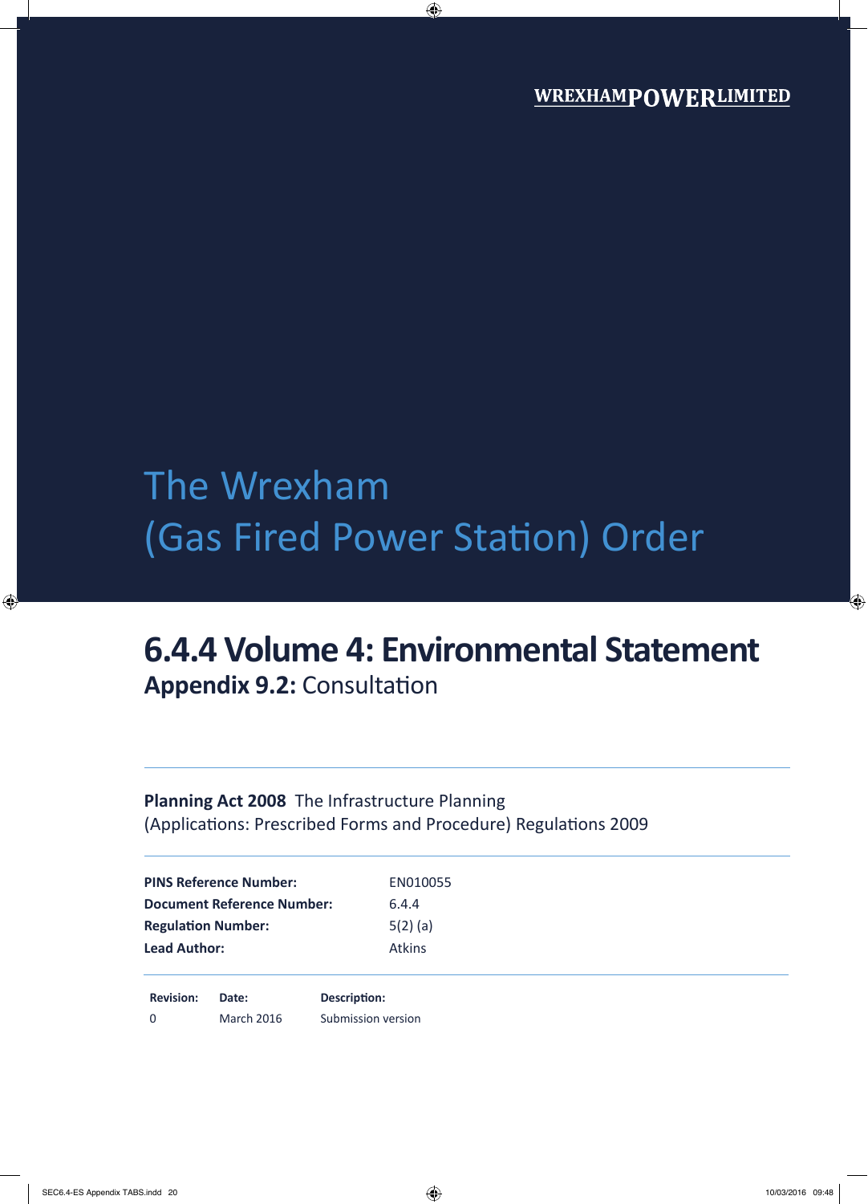WREXHAMPOWERLIMITED

# The Wrexham (Gas Fired Power Station) Order

## 6.4.4 Volume 4: Environmental Statement

### Appendix 9.2: Consultation

**Planning Act 2008** The Infrastructure Planning (Applications: Prescribed Forms and Procedure) Regulations 2009

| | |
|---|---|
| **PINS Reference Number:** | EN010055 |
| **Document Reference Number:** | 6.4.4 |
| **Regulation Number:** | 5(2) (a) |
| **Lead Author:** | Atkins |

| Revision: | Date: | Description: |
|---|---|---|
| 0 | March 2016 | Submission version |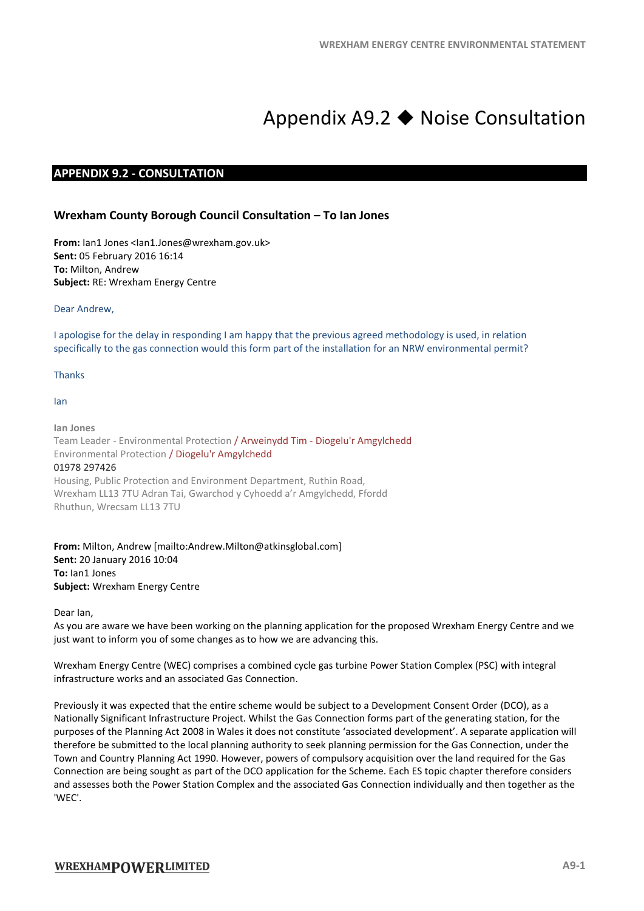# Appendix A9.2 ◆ Noise Consultation

## APPENDIX 9.2 - CONSULTATION

### Wrexham County Borough Council Consultation – To Ian Jones

**From:** Ian1 Jones <Ian1.Jones@wrexham.gov.uk>
**Sent:** 05 February 2016 16:14
**To:** Milton, Andrew
**Subject:** RE: Wrexham Energy Centre

Dear Andrew,

I apologise for the delay in responding I am happy that the previous agreed methodology is used, in relation specifically to the gas connection would this form part of the installation for an NRW environmental permit?

Thanks

Ian

Ian Jones
Team Leader - Environmental Protection / Arweinydd Tim - Diogelu'r Amgylchedd
Environmental Protection / Diogelu'r Amgylchedd
01978 297426
Housing, Public Protection and Environment Department, Ruthin Road, Wrexham LL13 7TU Adran Tai, Gwarchod y Cyhoedd a'r Amgylchedd, Ffordd Rhuthun, Wrecsam LL13 7TU

**From:** Milton, Andrew [mailto:Andrew.Milton@atkinsglobal.com]
**Sent:** 20 January 2016 10:04
**To:** Ian1 Jones
**Subject:** Wrexham Energy Centre

Dear Ian,
As you are aware we have been working on the planning application for the proposed Wrexham Energy Centre and we just want to inform you of some changes as to how we are advancing this.

Wrexham Energy Centre (WEC) comprises a combined cycle gas turbine Power Station Complex (PSC) with integral infrastructure works and an associated Gas Connection.

Previously it was expected that the entire scheme would be subject to a Development Consent Order (DCO), as a Nationally Significant Infrastructure Project. Whilst the Gas Connection forms part of the generating station, for the purposes of the Planning Act 2008 in Wales it does not constitute 'associated development'. A separate application will therefore be submitted to the local planning authority to seek planning permission for the Gas Connection, under the Town and Country Planning Act 1990. However, powers of compulsory acquisition over the land required for the Gas Connection are being sought as part of the DCO application for the Scheme. Each ES topic chapter therefore considers and assesses both the Power Station Complex and the associated Gas Connection individually and then together as the 'WEC'.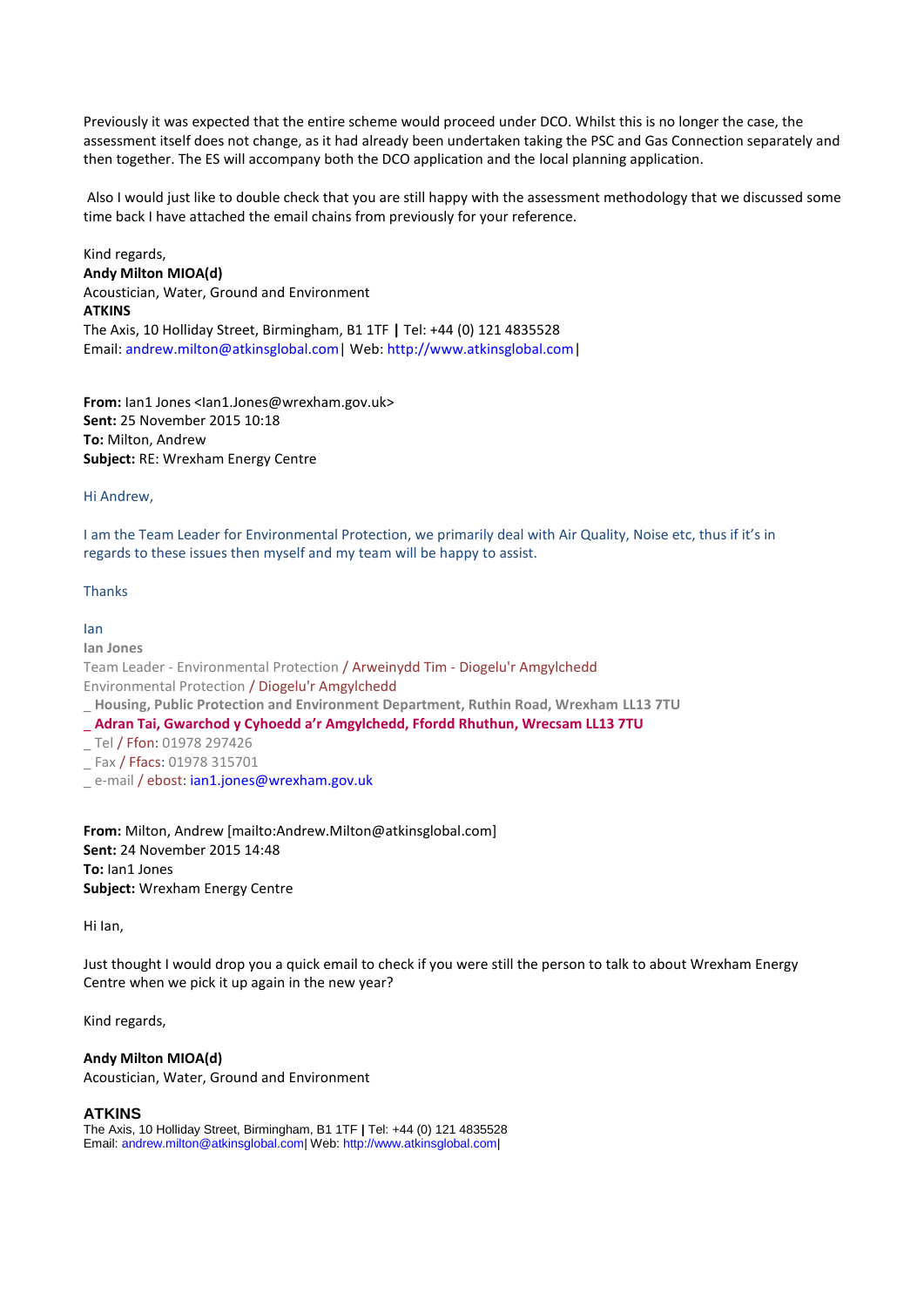Previously it was expected that the entire scheme would proceed under DCO. Whilst this is no longer the case, the assessment itself does not change, as it had already been undertaken taking the PSC and Gas Connection separately and then together. The ES will accompany both the DCO application and the local planning application.

Also I would just like to double check that you are still happy with the assessment methodology that we discussed some time back I have attached the email chains from previously for your reference.

Kind regards,
**Andy Milton MIOA(d)**
Acoustician, Water, Ground and Environment
**ATKINS**
The Axis, 10 Holliday Street, Birmingham, B1 1TF **|** Tel: +44 (0) 121 4835528
Email: andrew.milton@atkinsglobal.com| Web: http://www.atkinsglobal.com|

**From:** Ian1 Jones <Ian1.Jones@wrexham.gov.uk>
**Sent:** 25 November 2015 10:18
**To:** Milton, Andrew
**Subject:** RE: Wrexham Energy Centre

Hi Andrew,

I am the Team Leader for Environmental Protection, we primarily deal with Air Quality, Noise etc, thus if it's in regards to these issues then myself and my team will be happy to assist.

Thanks

Ian
**Ian Jones**
Team Leader - Environmental Protection / Arweinydd Tim - Diogelu'r Amgylchedd
Environmental Protection / Diogelu'r Amgylchedd
_ **Housing, Public Protection and Environment Department, Ruthin Road, Wrexham LL13 7TU**
_ **Adran Tai, Gwarchod y Cyhoedd a'r Amgylchedd, Ffordd Rhuthun, Wrecsam LL13 7TU**
_ Tel / Ffon: 01978 297426
_ Fax / Ffacs: 01978 315701
_ e-mail / ebost: ian1.jones@wrexham.gov.uk

**From:** Milton, Andrew [mailto:Andrew.Milton@atkinsglobal.com]
**Sent:** 24 November 2015 14:48
**To:** Ian1 Jones
**Subject:** Wrexham Energy Centre

Hi Ian,

Just thought I would drop you a quick email to check if you were still the person to talk to about Wrexham Energy Centre when we pick it up again in the new year?

Kind regards,

**Andy Milton MIOA(d)**
Acoustician, Water, Ground and Environment

**ATKINS**
The Axis, 10 Holliday Street, Birmingham, B1 1TF **|** Tel: +44 (0) 121 4835528
Email: andrew.milton@atkinsglobal.com| Web: http://www.atkinsglobal.com|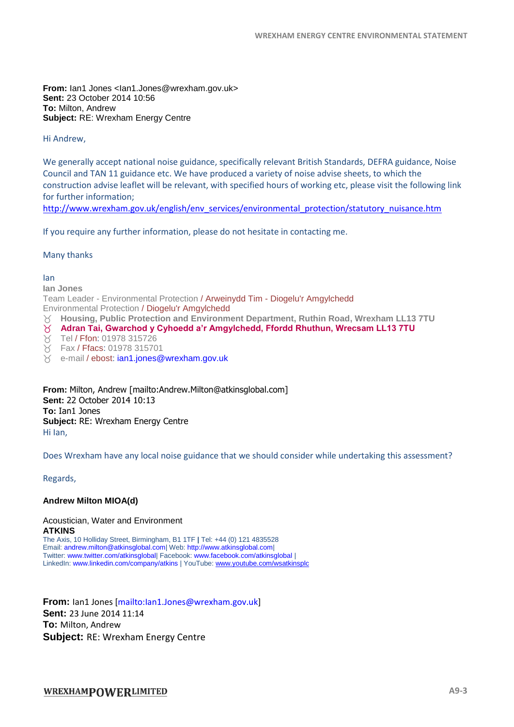**From:** Ian1 Jones <Ian1.Jones@wrexham.gov.uk>
**Sent:** 23 October 2014 10:56
**To:** Milton, Andrew
**Subject:** RE: Wrexham Energy Centre

Hi Andrew,

We generally accept national noise guidance, specifically relevant British Standards, DEFRA guidance, Noise Council and TAN 11 guidance etc. We have produced a variety of noise advise sheets, to which the construction advise leaflet will be relevant, with specified hours of working etc, please visit the following link for further information;
http://www.wrexham.gov.uk/english/env_services/environmental_protection/statutory_nuisance.htm

If you require any further information, please do not hesitate in contacting me.

Many thanks

Ian
**Ian Jones**
Team Leader - Environmental Protection / Arweinydd Tim - Diogelu'r Amgylchedd
Environmental Protection / Diogelu'r Amgylchedd
- **Housing, Public Protection and Environment Department, Ruthin Road, Wrexham LL13 7TU**
- **Adran Tai, Gwarchod y Cyhoedd a'r Amgylchedd, Ffordd Rhuthun, Wrecsam LL13 7TU**
- Tel / Ffon: 01978 315726
- Fax / Ffacs: 01978 315701
- e-mail / ebost: ian1.jones@wrexham.gov.uk

**From:** Milton, Andrew [mailto:Andrew.Milton@atkinsglobal.com]
**Sent:** 22 October 2014 10:13
**To:** Ian1 Jones
**Subject:** RE: Wrexham Energy Centre
Hi Ian,

Does Wrexham have any local noise guidance that we should consider while undertaking this assessment?

Regards,

**Andrew Milton MIOA(d)**

Acoustician, Water and Environment
**ATKINS**
The Axis, 10 Holliday Street, Birmingham, B1 1TF | Tel: +44 (0) 121 4835528
Email: andrew.milton@atkinsglobal.com| Web: http://www.atkinsglobal.com|
Twitter: www.twitter.com/atkinsglobal| Facebook: www.facebook.com/atkinsglobal |
LinkedIn: www.linkedin.com/company/atkins | YouTube: www.youtube.com/wsatkinsplc

**From:** Ian1 Jones [mailto:Ian1.Jones@wrexham.gov.uk]
**Sent:** 23 June 2014 11:14
**To:** Milton, Andrew
**Subject:** RE: Wrexham Energy Centre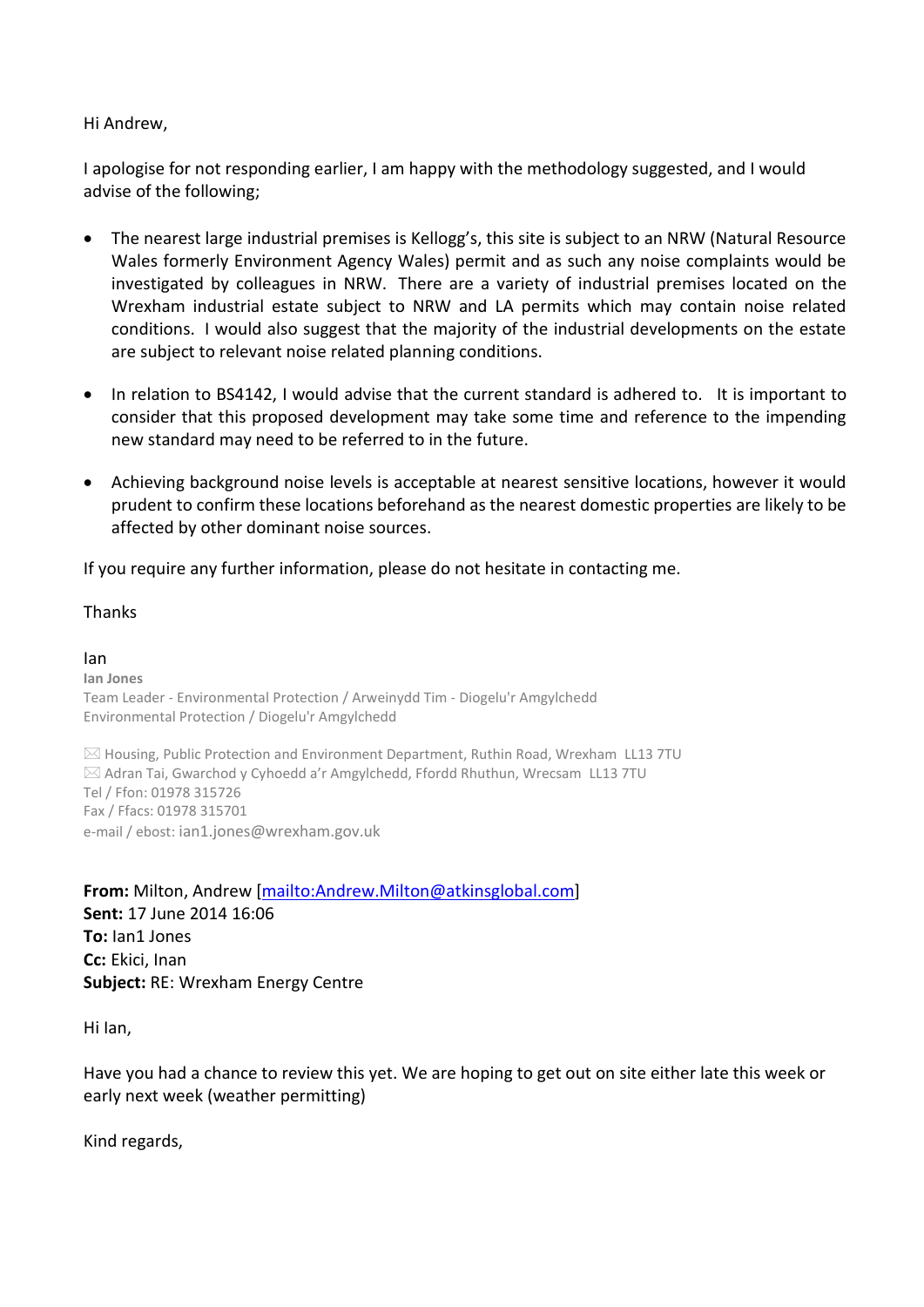Hi Andrew,

I apologise for not responding earlier, I am happy with the methodology suggested, and I would advise of the following;

- The nearest large industrial premises is Kellogg's, this site is subject to an NRW (Natural Resource Wales formerly Environment Agency Wales) permit and as such any noise complaints would be investigated by colleagues in NRW. There are a variety of industrial premises located on the Wrexham industrial estate subject to NRW and LA permits which may contain noise related conditions. I would also suggest that the majority of the industrial developments on the estate are subject to relevant noise related planning conditions.

- In relation to BS4142, I would advise that the current standard is adhered to. It is important to consider that this proposed development may take some time and reference to the impending new standard may need to be referred to in the future.

- Achieving background noise levels is acceptable at nearest sensitive locations, however it would prudent to confirm these locations beforehand as the nearest domestic properties are likely to be affected by other dominant noise sources.

If you require any further information, please do not hesitate in contacting me.

Thanks

Ian

**Ian Jones**
Team Leader - Environmental Protection / Arweinydd Tim - Diogelu'r Amgylchedd
Environmental Protection / Diogelu'r Amgylchedd

✉ Housing, Public Protection and Environment Department, Ruthin Road, Wrexham LL13 7TU
✉ Adran Tai, Gwarchod y Cyhoedd a'r Amgylchedd, Ffordd Rhuthun, Wrecsam LL13 7TU
Tel / Ffon: 01978 315726
Fax / Ffacs: 01978 315701
e-mail / ebost: ian1.jones@wrexham.gov.uk

**From:** Milton, Andrew [mailto:Andrew.Milton@atkinsglobal.com]
**Sent:** 17 June 2014 16:06
**To:** Ian1 Jones
**Cc:** Ekici, Inan
**Subject:** RE: Wrexham Energy Centre

Hi Ian,

Have you had a chance to review this yet. We are hoping to get out on site either late this week or early next week (weather permitting)

Kind regards,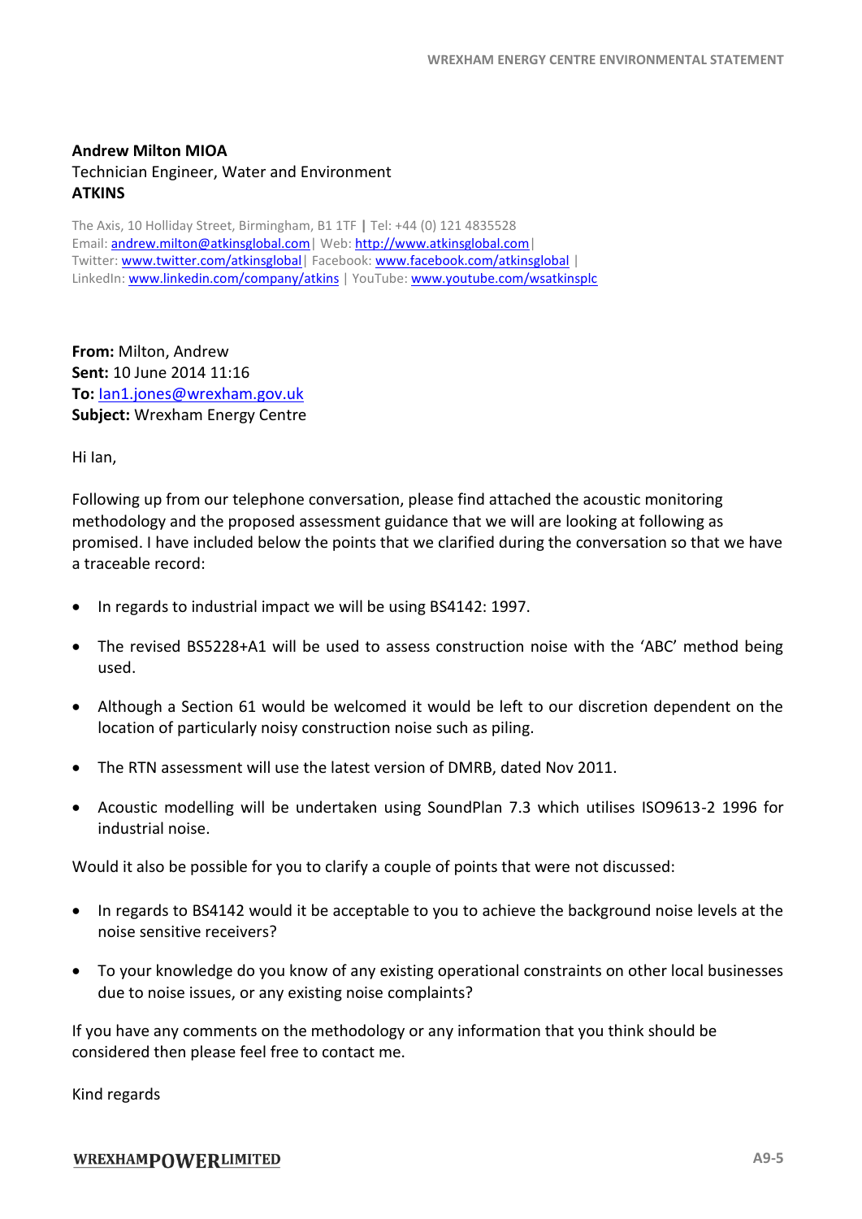**Andrew Milton MIOA**
Technician Engineer, Water and Environment
**ATKINS**

The Axis, 10 Holliday Street, Birmingham, B1 1TF | Tel: +44 (0) 121 4835528
Email: andrew.milton@atkinsglobal.com | Web: http://www.atkinsglobal.com |
Twitter: www.twitter.com/atkinsglobal | Facebook: www.facebook.com/atkinsglobal |
LinkedIn: www.linkedin.com/company/atkins | YouTube: www.youtube.com/wsatkinsplc

**From:** Milton, Andrew
**Sent:** 10 June 2014 11:16
**To:** Ian1.jones@wrexham.gov.uk
**Subject:** Wrexham Energy Centre

Hi Ian,

Following up from our telephone conversation, please find attached the acoustic monitoring methodology and the proposed assessment guidance that we will are looking at following as promised. I have included below the points that we clarified during the conversation so that we have a traceable record:

- In regards to industrial impact we will be using BS4142: 1997.
- The revised BS5228+A1 will be used to assess construction noise with the 'ABC' method being used.
- Although a Section 61 would be welcomed it would be left to our discretion dependent on the location of particularly noisy construction noise such as piling.
- The RTN assessment will use the latest version of DMRB, dated Nov 2011.
- Acoustic modelling will be undertaken using SoundPlan 7.3 which utilises ISO9613-2 1996 for industrial noise.

Would it also be possible for you to clarify a couple of points that were not discussed:

- In regards to BS4142 would it be acceptable to you to achieve the background noise levels at the noise sensitive receivers?
- To your knowledge do you know of any existing operational constraints on other local businesses due to noise issues, or any existing noise complaints?

If you have any comments on the methodology or any information that you think should be considered then please feel free to contact me.

Kind regards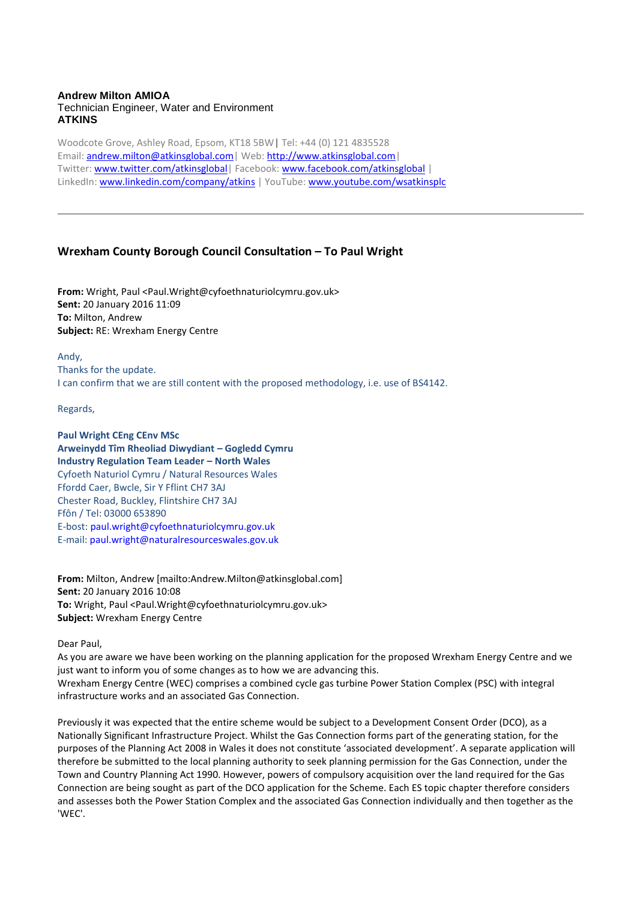**Andrew Milton AMIOA**
Technician Engineer, Water and Environment
**ATKINS**

Woodcote Grove, Ashley Road, Epsom, KT18 5BW | Tel: +44 (0) 121 4835528
Email: andrew.milton@atkinsglobal.com | Web: http://www.atkinsglobal.com |
Twitter: www.twitter.com/atkinsglobal | Facebook: www.facebook.com/atkinsglobal |
LinkedIn: www.linkedin.com/company/atkins | YouTube: www.youtube.com/wsatkinsplc

---

## Wrexham County Borough Council Consultation – To Paul Wright

**From:** Wright, Paul <Paul.Wright@cyfoethnaturiolcymru.gov.uk>
**Sent:** 20 January 2016 11:09
**To:** Milton, Andrew
**Subject:** RE: Wrexham Energy Centre

Andy,
Thanks for the update.
I can confirm that we are still content with the proposed methodology, i.e. use of BS4142.

Regards,

**Paul Wright CEng CEnv MSc**
**Arweinydd Tîm Rheoliad Diwydiant – Gogledd Cymru**
**Industry Regulation Team Leader – North Wales**
Cyfoeth Naturiol Cymru / Natural Resources Wales
Ffordd Caer, Bwcle, Sir Y Fflint CH7 3AJ
Chester Road, Buckley, Flintshire CH7 3AJ
Ffôn / Tel: 03000 653890
E-bost: paul.wright@cyfoethnaturiolcymru.gov.uk
E-mail: paul.wright@naturalresourceswales.gov.uk

**From:** Milton, Andrew [mailto:Andrew.Milton@atkinsglobal.com]
**Sent:** 20 January 2016 10:08
**To:** Wright, Paul <Paul.Wright@cyfoethnaturiolcymru.gov.uk>
**Subject:** Wrexham Energy Centre

Dear Paul,
As you are aware we have been working on the planning application for the proposed Wrexham Energy Centre and we just want to inform you of some changes as to how we are advancing this.
Wrexham Energy Centre (WEC) comprises a combined cycle gas turbine Power Station Complex (PSC) with integral infrastructure works and an associated Gas Connection.

Previously it was expected that the entire scheme would be subject to a Development Consent Order (DCO), as a Nationally Significant Infrastructure Project. Whilst the Gas Connection forms part of the generating station, for the purposes of the Planning Act 2008 in Wales it does not constitute 'associated development'. A separate application will therefore be submitted to the local planning authority to seek planning permission for the Gas Connection, under the Town and Country Planning Act 1990. However, powers of compulsory acquisition over the land required for the Gas Connection are being sought as part of the DCO application for the Scheme. Each ES topic chapter therefore considers and assesses both the Power Station Complex and the associated Gas Connection individually and then together as the 'WEC'.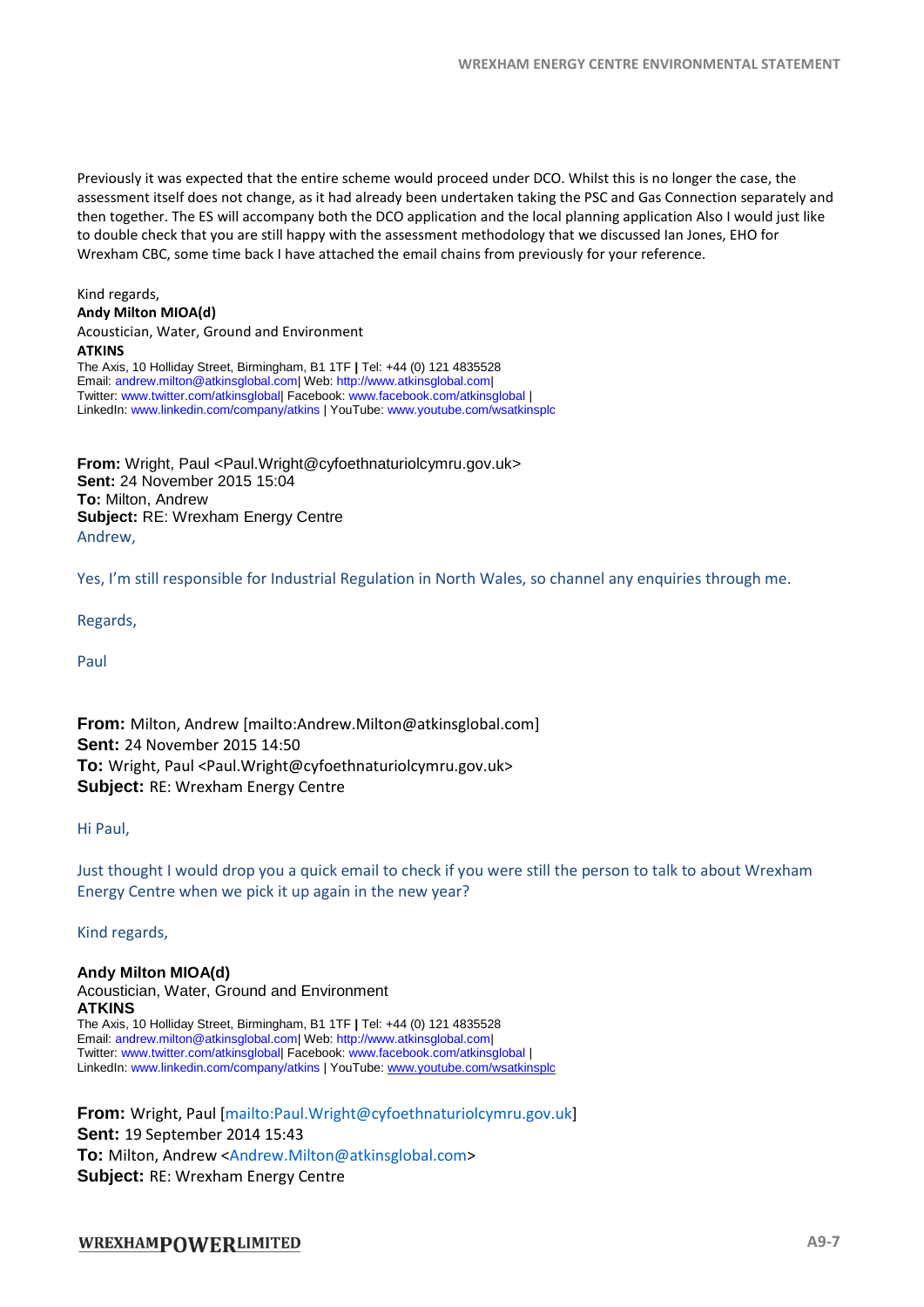Previously it was expected that the entire scheme would proceed under DCO. Whilst this is no longer the case, the assessment itself does not change, as it had already been undertaken taking the PSC and Gas Connection separately and then together. The ES will accompany both the DCO application and the local planning application Also I would just like to double check that you are still happy with the assessment methodology that we discussed Ian Jones, EHO for Wrexham CBC, some time back I have attached the email chains from previously for your reference.

Kind regards,
**Andy Milton MIOA(d)**
Acoustician, Water, Ground and Environment
**ATKINS**
The Axis, 10 Holliday Street, Birmingham, B1 1TF | Tel: +44 (0) 121 4835528
Email: andrew.milton@atkinsglobal.com| Web: http://www.atkinsglobal.com|
Twitter: www.twitter.com/atkinsglobal| Facebook: www.facebook.com/atkinsglobal |
LinkedIn: www.linkedin.com/company/atkins | YouTube: www.youtube.com/wsatkinsplc

**From:** Wright, Paul <Paul.Wright@cyfoethnaturiolcymru.gov.uk>
**Sent:** 24 November 2015 15:04
**To:** Milton, Andrew
**Subject:** RE: Wrexham Energy Centre

Andrew,

Yes, I'm still responsible for Industrial Regulation in North Wales, so channel any enquiries through me.

Regards,

Paul

**From:** Milton, Andrew [mailto:Andrew.Milton@atkinsglobal.com]
**Sent:** 24 November 2015 14:50
**To:** Wright, Paul <Paul.Wright@cyfoethnaturiolcymru.gov.uk>
**Subject:** RE: Wrexham Energy Centre

Hi Paul,

Just thought I would drop you a quick email to check if you were still the person to talk to about Wrexham Energy Centre when we pick it up again in the new year?

Kind regards,

**Andy Milton MIOA(d)**
Acoustician, Water, Ground and Environment
**ATKINS**
The Axis, 10 Holliday Street, Birmingham, B1 1TF | Tel: +44 (0) 121 4835528
Email: andrew.milton@atkinsglobal.com| Web: http://www.atkinsglobal.com|
Twitter: www.twitter.com/atkinsglobal| Facebook: www.facebook.com/atkinsglobal |
LinkedIn: www.linkedin.com/company/atkins | YouTube: www.youtube.com/wsatkinsplc

**From:** Wright, Paul [mailto:Paul.Wright@cyfoethnaturiolcymru.gov.uk]
**Sent:** 19 September 2014 15:43
**To:** Milton, Andrew <Andrew.Milton@atkinsglobal.com>
**Subject:** RE: Wrexham Energy Centre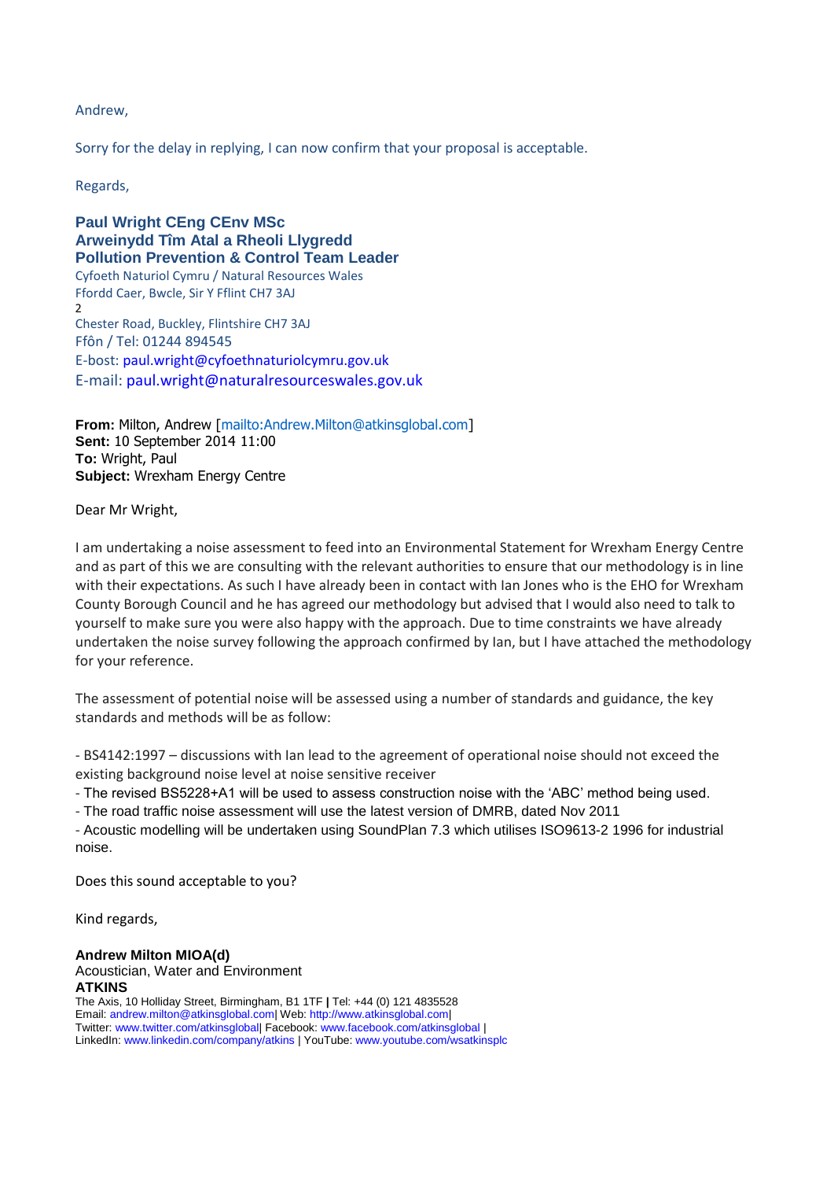Andrew,

Sorry for the delay in replying, I can now confirm that your proposal is acceptable.

Regards,

**Paul Wright CEng CEnv MSc**
**Arweinydd Tîm Atal a Rheoli Llygredd**
**Pollution Prevention & Control Team Leader**
Cyfoeth Naturiol Cymru / Natural Resources Wales
Ffordd Caer, Bwcle, Sir Y Fflint CH7 3AJ
2
Chester Road, Buckley, Flintshire CH7 3AJ
Ffôn / Tel: 01244 894545
E-bost: paul.wright@cyfoethnaturiolcymru.gov.uk
E-mail: paul.wright@naturalresourceswales.gov.uk

**From:** Milton, Andrew [mailto:Andrew.Milton@atkinsglobal.com]
**Sent:** 10 September 2014 11:00
**To:** Wright, Paul
**Subject:** Wrexham Energy Centre

Dear Mr Wright,

I am undertaking a noise assessment to feed into an Environmental Statement for Wrexham Energy Centre and as part of this we are consulting with the relevant authorities to ensure that our methodology is in line with their expectations. As such I have already been in contact with Ian Jones who is the EHO for Wrexham County Borough Council and he has agreed our methodology but advised that I would also need to talk to yourself to make sure you were also happy with the approach. Due to time constraints we have already undertaken the noise survey following the approach confirmed by Ian, but I have attached the methodology for your reference.

The assessment of potential noise will be assessed using a number of standards and guidance, the key standards and methods will be as follow:

- BS4142:1997 – discussions with Ian lead to the agreement of operational noise should not exceed the existing background noise level at noise sensitive receiver
- The revised BS5228+A1 will be used to assess construction noise with the 'ABC' method being used.
- The road traffic noise assessment will use the latest version of DMRB, dated Nov 2011
- Acoustic modelling will be undertaken using SoundPlan 7.3 which utilises ISO9613-2 1996 for industrial noise.

Does this sound acceptable to you?

Kind regards,

**Andrew Milton MIOA(d)**
Acoustician, Water and Environment
**ATKINS**
The Axis, 10 Holliday Street, Birmingham, B1 1TF | Tel: +44 (0) 121 4835528
Email: andrew.milton@atkinsglobal.com| Web: http://www.atkinsglobal.com|
Twitter: www.twitter.com/atkinsglobal| Facebook: www.facebook.com/atkinsglobal |
LinkedIn: www.linkedin.com/company/atkins | YouTube: www.youtube.com/wsatkinsplc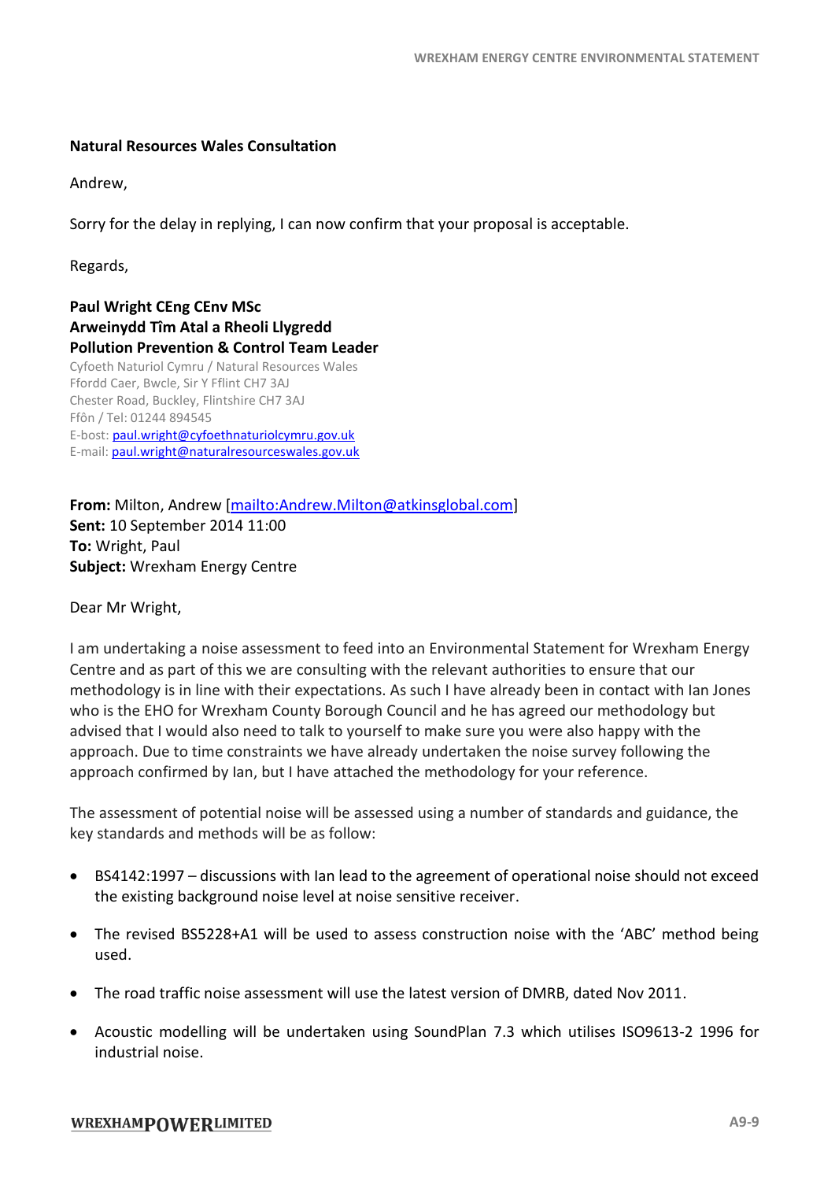**Natural Resources Wales Consultation**

Andrew,

Sorry for the delay in replying, I can now confirm that your proposal is acceptable.

Regards,

**Paul Wright CEng CEnv MSc**
**Arweinydd Tîm Atal a Rheoli Llygredd**
**Pollution Prevention & Control Team Leader**
Cyfoeth Naturiol Cymru / Natural Resources Wales
Ffordd Caer, Bwcle, Sir Y Fflint CH7 3AJ
Chester Road, Buckley, Flintshire CH7 3AJ
Ffôn / Tel: 01244 894545
E-bost: paul.wright@cyfoethnaturiolcymru.gov.uk
E-mail: paul.wright@naturalresourceswales.gov.uk

**From:** Milton, Andrew [mailto:Andrew.Milton@atkinsglobal.com]
**Sent:** 10 September 2014 11:00
**To:** Wright, Paul
**Subject:** Wrexham Energy Centre

Dear Mr Wright,

I am undertaking a noise assessment to feed into an Environmental Statement for Wrexham Energy Centre and as part of this we are consulting with the relevant authorities to ensure that our methodology is in line with their expectations. As such I have already been in contact with Ian Jones who is the EHO for Wrexham County Borough Council and he has agreed our methodology but advised that I would also need to talk to yourself to make sure you were also happy with the approach. Due to time constraints we have already undertaken the noise survey following the approach confirmed by Ian, but I have attached the methodology for your reference.

The assessment of potential noise will be assessed using a number of standards and guidance, the key standards and methods will be as follow:

- BS4142:1997 – discussions with Ian lead to the agreement of operational noise should not exceed the existing background noise level at noise sensitive receiver.
- The revised BS5228+A1 will be used to assess construction noise with the 'ABC' method being used.
- The road traffic noise assessment will use the latest version of DMRB, dated Nov 2011.
- Acoustic modelling will be undertaken using SoundPlan 7.3 which utilises ISO9613-2 1996 for industrial noise.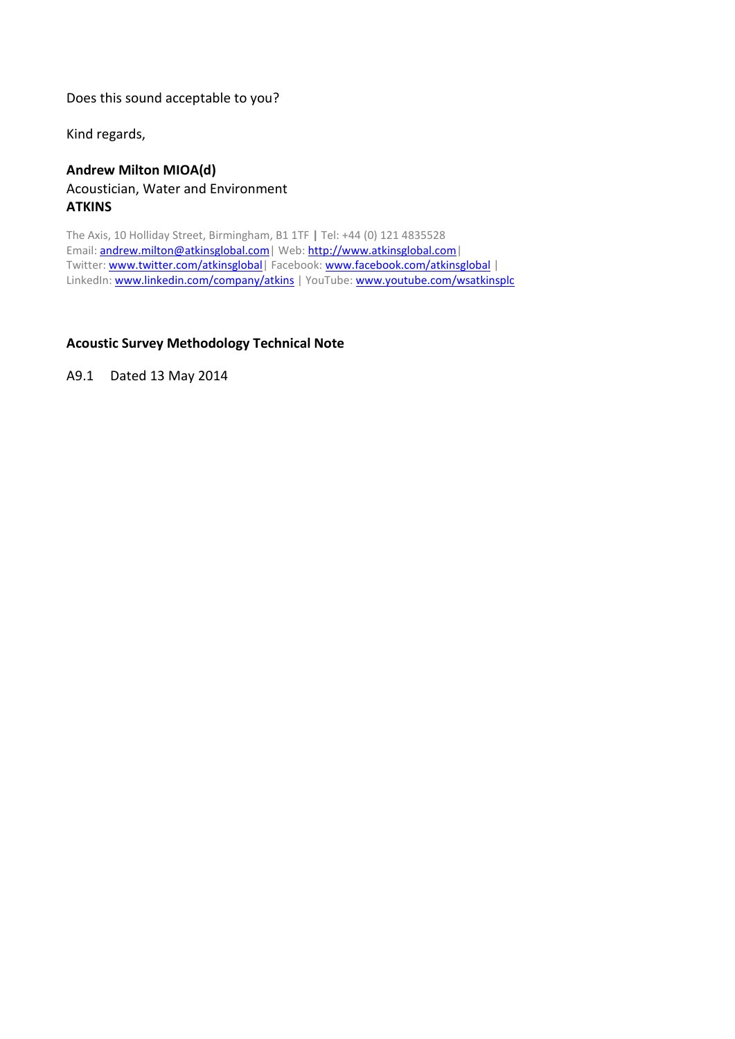Does this sound acceptable to you?

Kind regards,

**Andrew Milton MIOA(d)**
Acoustician, Water and Environment
**ATKINS**

The Axis, 10 Holliday Street, Birmingham, B1 1TF | Tel: +44 (0) 121 4835528
Email: andrew.milton@atkinsglobal.com | Web: http://www.atkinsglobal.com |
Twitter: www.twitter.com/atkinsglobal | Facebook: www.facebook.com/atkinsglobal |
LinkedIn: www.linkedin.com/company/atkins | YouTube: www.youtube.com/wsatkinsplc

**Acoustic Survey Methodology Technical Note**

A9.1 Dated 13 May 2014